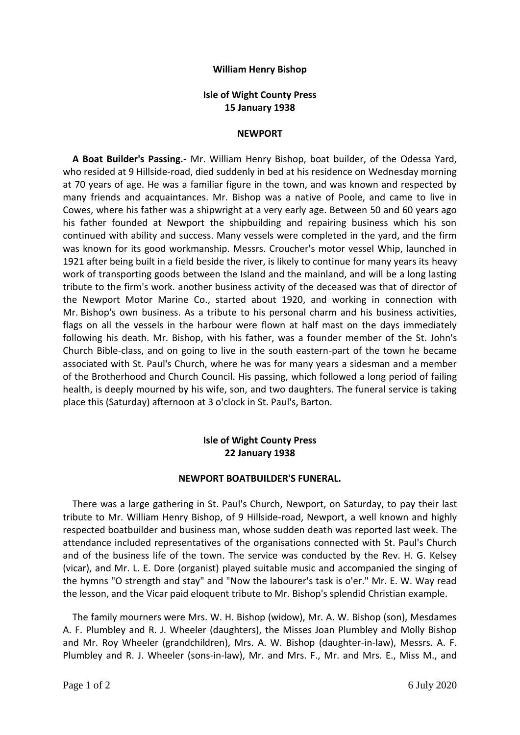# William Henry Bishop

## Isle of Wight County Press
## 15 January 1938

### NEWPORT

**A Boat Builder's Passing.-** Mr. William Henry Bishop, boat builder, of the Odessa Yard, who resided at 9 Hillside-road, died suddenly in bed at his residence on Wednesday morning at 70 years of age. He was a familiar figure in the town, and was known and respected by many friends and acquaintances. Mr. Bishop was a native of Poole, and came to live in Cowes, where his father was a shipwright at a very early age. Between 50 and 60 years ago his father founded at Newport the shipbuilding and repairing business which his son continued with ability and success. Many vessels were completed in the yard, and the firm was known for its good workmanship. Messrs. Croucher's motor vessel Whip, launched in 1921 after being built in a field beside the river, is likely to continue for many years its heavy work of transporting goods between the Island and the mainland, and will be a long lasting tribute to the firm's work. another business activity of the deceased was that of director of the Newport Motor Marine Co., started about 1920, and working in connection with Mr. Bishop's own business. As a tribute to his personal charm and his business activities, flags on all the vessels in the harbour were flown at half mast on the days immediately following his death. Mr. Bishop, with his father, was a founder member of the St. John's Church Bible-class, and on going to live in the south eastern-part of the town he became associated with St. Paul's Church, where he was for many years a sidesman and a member of the Brotherhood and Church Council. His passing, which followed a long period of failing health, is deeply mourned by his wife, son, and two daughters. The funeral service is taking place this (Saturday) afternoon at 3 o'clock in St. Paul's, Barton.

## Isle of Wight County Press
## 22 January 1938

### NEWPORT BOATBUILDER'S FUNERAL.

There was a large gathering in St. Paul's Church, Newport, on Saturday, to pay their last tribute to Mr. William Henry Bishop, of 9 Hillside-road, Newport, a well known and highly respected boatbuilder and business man, whose sudden death was reported last week. The attendance included representatives of the organisations connected with St. Paul's Church and of the business life of the town. The service was conducted by the Rev. H. G. Kelsey (vicar), and Mr. L. E. Dore (organist) played suitable music and accompanied the singing of the hymns "O strength and stay" and "Now the labourer's task is o'er." Mr. E. W. Way read the lesson, and the Vicar paid eloquent tribute to Mr. Bishop's splendid Christian example.

The family mourners were Mrs. W. H. Bishop (widow), Mr. A. W. Bishop (son), Mesdames A. F. Plumbley and R. J. Wheeler (daughters), the Misses Joan Plumbley and Molly Bishop and Mr. Roy Wheeler (grandchildren), Mrs. A. W. Bishop (daughter-in-law), Messrs. A. F. Plumbley and R. J. Wheeler (sons-in-law), Mr. and Mrs. F., Mr. and Mrs. E., Miss M., and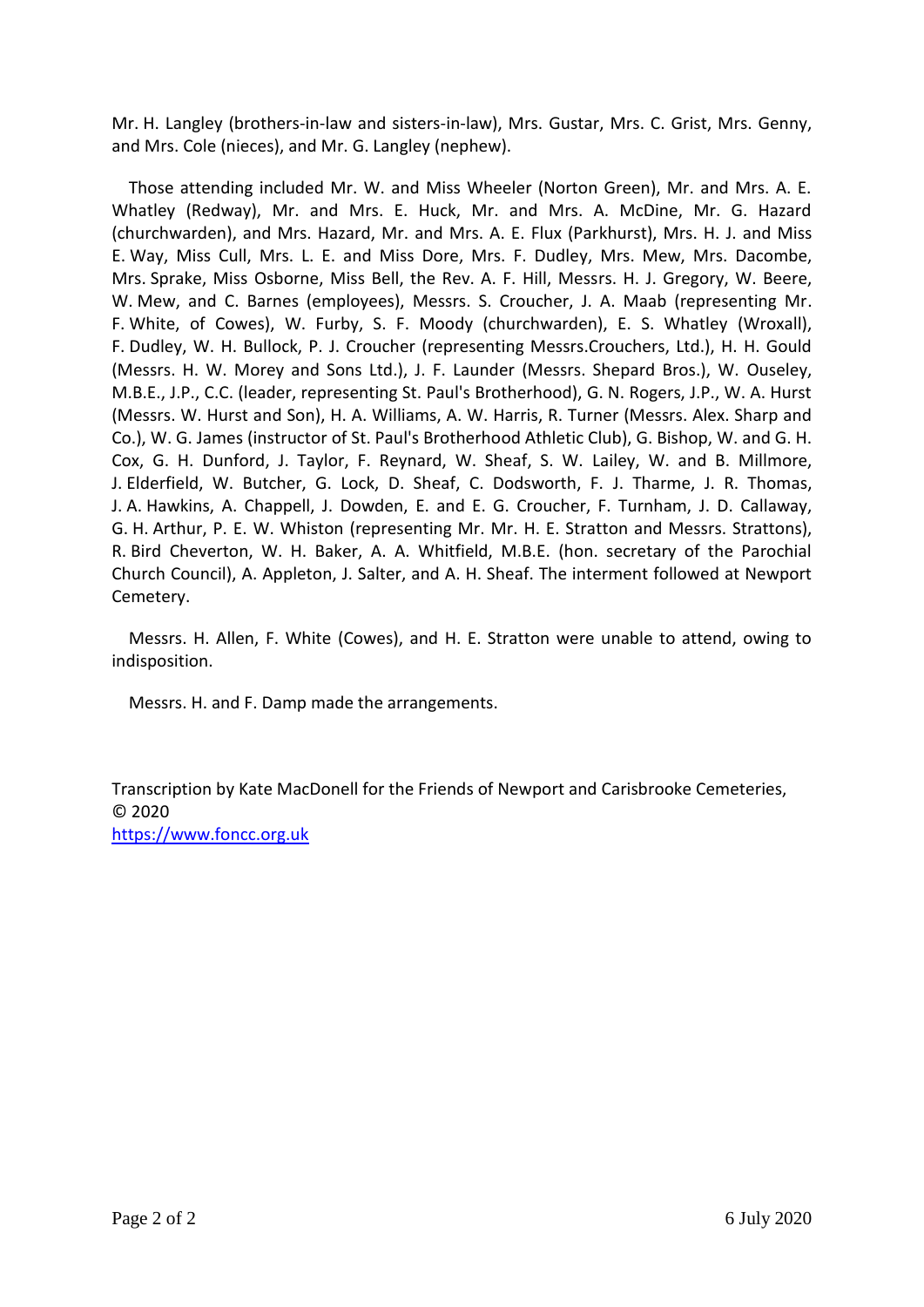Mr. H. Langley (brothers-in-law and sisters-in-law), Mrs. Gustar, Mrs. C. Grist, Mrs. Genny, and Mrs. Cole (nieces), and Mr. G. Langley (nephew).

Those attending included Mr. W. and Miss Wheeler (Norton Green), Mr. and Mrs. A. E. Whatley (Redway), Mr. and Mrs. E. Huck, Mr. and Mrs. A. McDine, Mr. G. Hazard (churchwarden), and Mrs. Hazard, Mr. and Mrs. A. E. Flux (Parkhurst), Mrs. H. J. and Miss E. Way, Miss Cull, Mrs. L. E. and Miss Dore, Mrs. F. Dudley, Mrs. Mew, Mrs. Dacombe, Mrs. Sprake, Miss Osborne, Miss Bell, the Rev. A. F. Hill, Messrs. H. J. Gregory, W. Beere, W. Mew, and C. Barnes (employees), Messrs. S. Croucher, J. A. Maab (representing Mr. F. White, of Cowes), W. Furby, S. F. Moody (churchwarden), E. S. Whatley (Wroxall), F. Dudley, W. H. Bullock, P. J. Croucher (representing Messrs.Crouchers, Ltd.), H. H. Gould (Messrs. H. W. Morey and Sons Ltd.), J. F. Launder (Messrs. Shepard Bros.), W. Ouseley, M.B.E., J.P., C.C. (leader, representing St. Paul's Brotherhood), G. N. Rogers, J.P., W. A. Hurst (Messrs. W. Hurst and Son), H. A. Williams, A. W. Harris, R. Turner (Messrs. Alex. Sharp and Co.), W. G. James (instructor of St. Paul's Brotherhood Athletic Club), G. Bishop, W. and G. H. Cox, G. H. Dunford, J. Taylor, F. Reynard, W. Sheaf, S. W. Lailey, W. and B. Millmore, J. Elderfield, W. Butcher, G. Lock, D. Sheaf, C. Dodsworth, F. J. Tharme, J. R. Thomas, J. A. Hawkins, A. Chappell, J. Dowden, E. and E. G. Croucher, F. Turnham, J. D. Callaway, G. H. Arthur, P. E. W. Whiston (representing Mr. Mr. H. E. Stratton and Messrs. Strattons), R. Bird Cheverton, W. H. Baker, A. A. Whitfield, M.B.E. (hon. secretary of the Parochial Church Council), A. Appleton, J. Salter, and A. H. Sheaf. The interment followed at Newport Cemetery.

Messrs. H. Allen, F. White (Cowes), and H. E. Stratton were unable to attend, owing to indisposition.

Messrs. H. and F. Damp made the arrangements.

Transcription by Kate MacDonell for the Friends of Newport and Carisbrooke Cemeteries, © 2020
https://www.foncc.org.uk